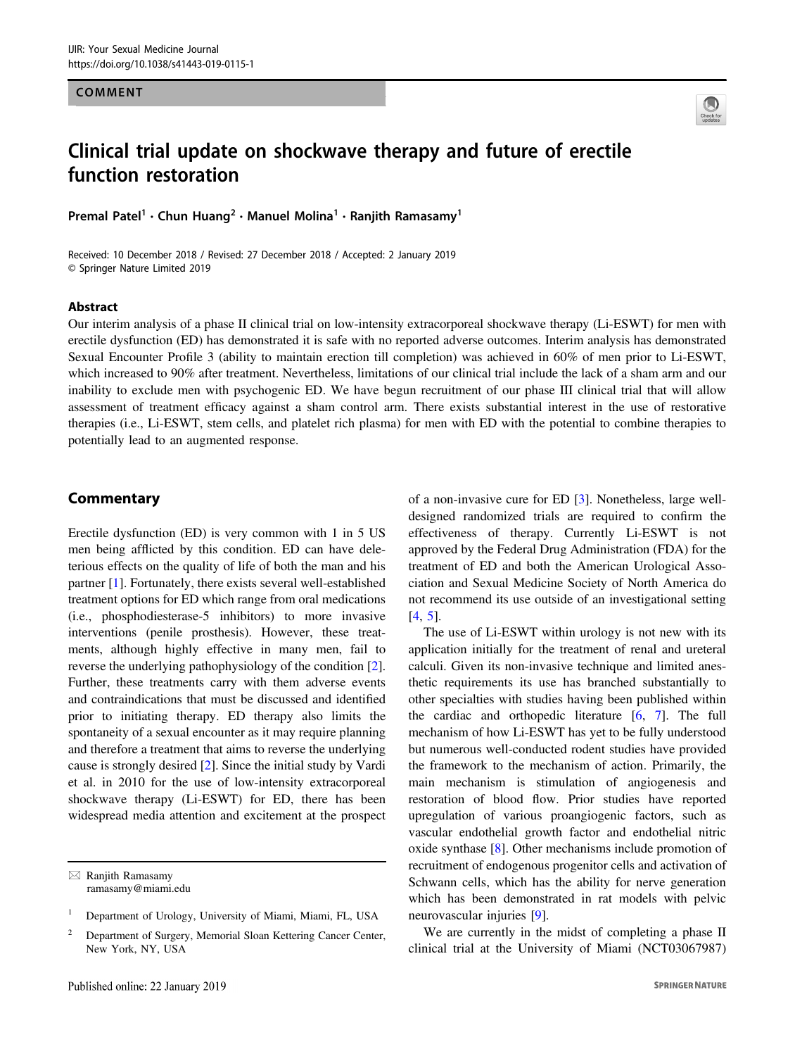COMMENT

# Clinical trial update on shockwave therapy and future of erectile function restoration

Premal Patel[1] · Chun Huang[2] · Manuel Molina[1] · Ranjith Ramasamy[1]

Received: 10 December 2018 / Revised: 27 December 2018 / Accepted: 2 January 2019
© Springer Nature Limited 2019

## Abstract

Our interim analysis of a phase II clinical trial on low-intensity extracorporeal shockwave therapy (Li-ESWT) for men with erectile dysfunction (ED) has demonstrated it is safe with no reported adverse outcomes. Interim analysis has demonstrated Sexual Encounter Profile 3 (ability to maintain erection till completion) was achieved in 60% of men prior to Li-ESWT, which increased to 90% after treatment. Nevertheless, limitations of our clinical trial include the lack of a sham arm and our inability to exclude men with psychogenic ED. We have begun recruitment of our phase III clinical trial that will allow assessment of treatment efficacy against a sham control arm. There exists substantial interest in the use of restorative therapies (i.e., Li-ESWT, stem cells, and platelet rich plasma) for men with ED with the potential to combine therapies to potentially lead to an augmented response.

## Commentary

Erectile dysfunction (ED) is very common with 1 in 5 US men being afflicted by this condition. ED can have deleterious effects on the quality of life of both the man and his partner [1]. Fortunately, there exists several well-established treatment options for ED which range from oral medications (i.e., phosphodiesterase-5 inhibitors) to more invasive interventions (penile prosthesis). However, these treatments, although highly effective in many men, fail to reverse the underlying pathophysiology of the condition [2]. Further, these treatments carry with them adverse events and contraindications that must be discussed and identified prior to initiating therapy. ED therapy also limits the spontaneity of a sexual encounter as it may require planning and therefore a treatment that aims to reverse the underlying cause is strongly desired [2]. Since the initial study by Vardi et al. in 2010 for the use of low-intensity extracorporeal shockwave therapy (Li-ESWT) for ED, there has been widespread media attention and excitement at the prospect of a non-invasive cure for ED [3]. Nonetheless, large well-designed randomized trials are required to confirm the effectiveness of therapy. Currently Li-ESWT is not approved by the Federal Drug Administration (FDA) for the treatment of ED and both the American Urological Association and Sexual Medicine Society of North America do not recommend its use outside of an investigational setting [4, 5].

The use of Li-ESWT within urology is not new with its application initially for the treatment of renal and ureteral calculi. Given its non-invasive technique and limited anesthetic requirements its use has branched substantially to other specialties with studies having been published within the cardiac and orthopedic literature [6, 7]. The full mechanism of how Li-ESWT has yet to be fully understood but numerous well-conducted rodent studies have provided the framework to the mechanism of action. Primarily, the main mechanism is stimulation of angiogenesis and restoration of blood flow. Prior studies have reported upregulation of various proangiogenic factors, such as vascular endothelial growth factor and endothelial nitric oxide synthase [8]. Other mechanisms include promotion of recruitment of endogenous progenitor cells and activation of Schwann cells, which has the ability for nerve generation which has been demonstrated in rat models with pelvic neurovascular injuries [9].

We are currently in the midst of completing a phase II clinical trial at the University of Miami (NCT03067987)

---

✉ Ranjith Ramasamy
ramasamy@miami.edu

[1] Department of Urology, University of Miami, Miami, FL, USA

[2] Department of Surgery, Memorial Sloan Kettering Cancer Center, New York, NY, USA

Published online: 22 January 2019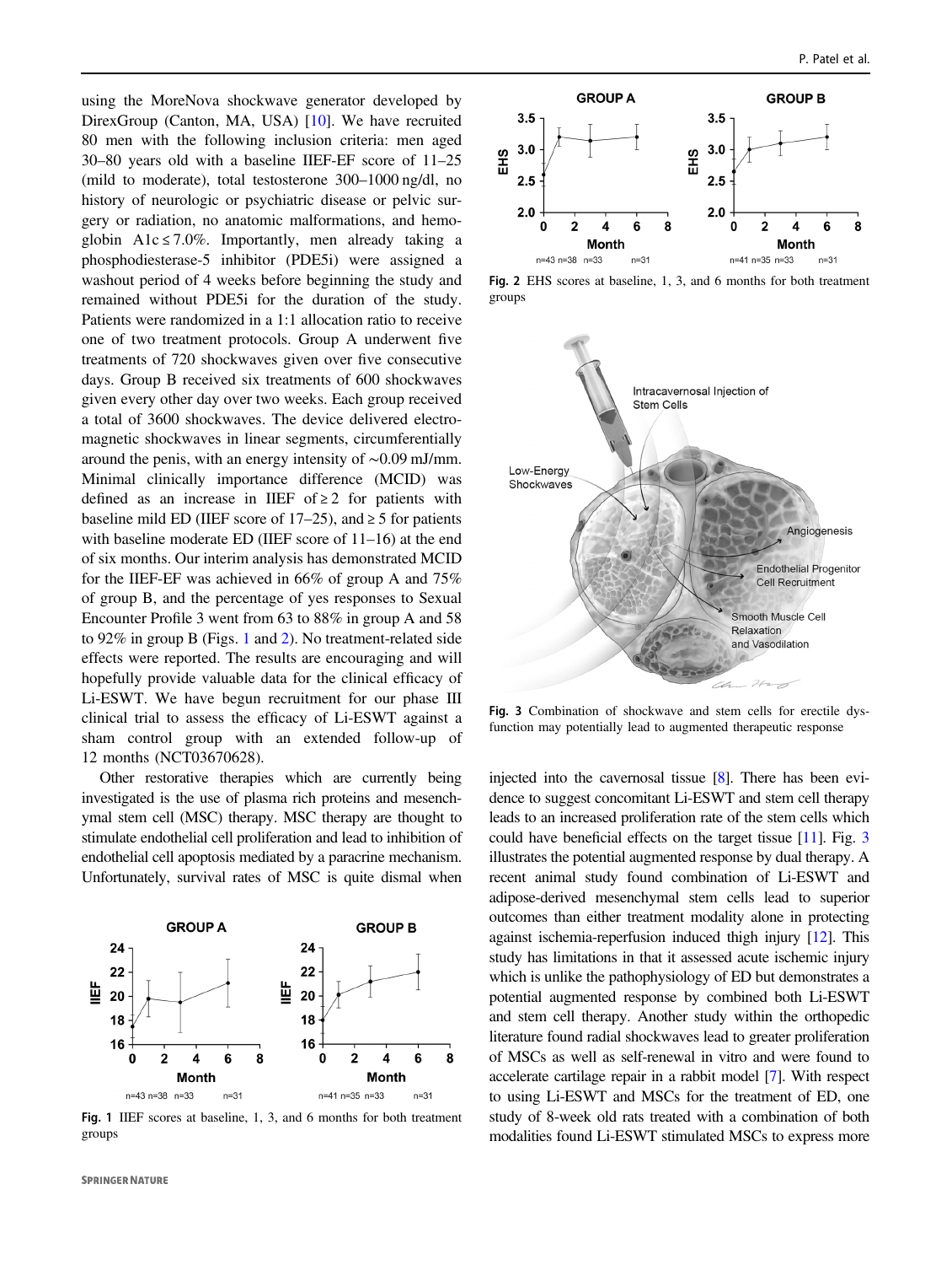using the MoreNova shockwave generator developed by DirexGroup (Canton, MA, USA) [10]. We have recruited 80 men with the following inclusion criteria: men aged 30–80 years old with a baseline IIEF-EF score of 11–25 (mild to moderate), total testosterone 300–1000 ng/dl, no history of neurologic or psychiatric disease or pelvic surgery or radiation, no anatomic malformations, and hemoglobin A1c ≤ 7.0%. Importantly, men already taking a phosphodiesterase-5 inhibitor (PDE5i) were assigned a washout period of 4 weeks before beginning the study and remained without PDE5i for the duration of the study. Patients were randomized in a 1:1 allocation ratio to receive one of two treatment protocols. Group A underwent five treatments of 720 shockwaves given over five consecutive days. Group B received six treatments of 600 shockwaves given every other day over two weeks. Each group received a total of 3600 shockwaves. The device delivered electromagnetic shockwaves in linear segments, circumferentially around the penis, with an energy intensity of ~0.09 mJ/mm. Minimal clinically importance difference (MCID) was defined as an increase in IIEF of ≥ 2 for patients with baseline mild ED (IIEF score of 17–25), and ≥ 5 for patients with baseline moderate ED (IIEF score of 11–16) at the end of six months. Our interim analysis has demonstrated MCID for the IIEF-EF was achieved in 66% of group A and 75% of group B, and the percentage of yes responses to Sexual Encounter Profile 3 went from 63 to 88% in group A and 58 to 92% in group B (Figs. 1 and 2). No treatment-related side effects were reported. The results are encouraging and will hopefully provide valuable data for the clinical efficacy of Li-ESWT. We have begun recruitment for our phase III clinical trial to assess the efficacy of Li-ESWT against a sham control group with an extended follow-up of 12 months (NCT03670628).

Other restorative therapies which are currently being investigated is the use of plasma rich proteins and mesenchymal stem cell (MSC) therapy. MSC therapy are thought to stimulate endothelial cell proliferation and lead to inhibition of endothelial cell apoptosis mediated by a paracrine mechanism. Unfortunately, survival rates of MSC is quite dismal when injected into the cavernosal tissue [8]. There has been evidence to suggest concomitant Li-ESWT and stem cell therapy leads to an increased proliferation rate of the stem cells which could have beneficial effects on the target tissue [11]. Fig. 3 illustrates the potential augmented response by dual therapy. A recent animal study found combination of Li-ESWT and adipose-derived mesenchymal stem cells lead to superior outcomes than either treatment modality alone in protecting against ischemia-reperfusion induced thigh injury [12]. This study has limitations in that it assessed acute ischemic injury which is unlike the pathophysiology of ED but demonstrates a potential augmented response by combined both Li-ESWT and stem cell therapy. Another study within the orthopedic literature found radial shockwaves lead to greater proliferation of MSCs as well as self-renewal in vitro and were found to accelerate cartilage repair in a rabbit model [7]. With respect to using Li-ESWT and MSCs for the treatment of ED, one study of 8-week old rats treated with a combination of both modalities found Li-ESWT stimulated MSCs to express more

**Fig. 1** IIEF scores at baseline, 1, 3, and 6 months for both treatment groups

**Fig. 2** EHS scores at baseline, 1, 3, and 6 months for both treatment groups

**Fig. 3** Combination of shockwave and stem cells for erectile dysfunction may potentially lead to augmented therapeutic response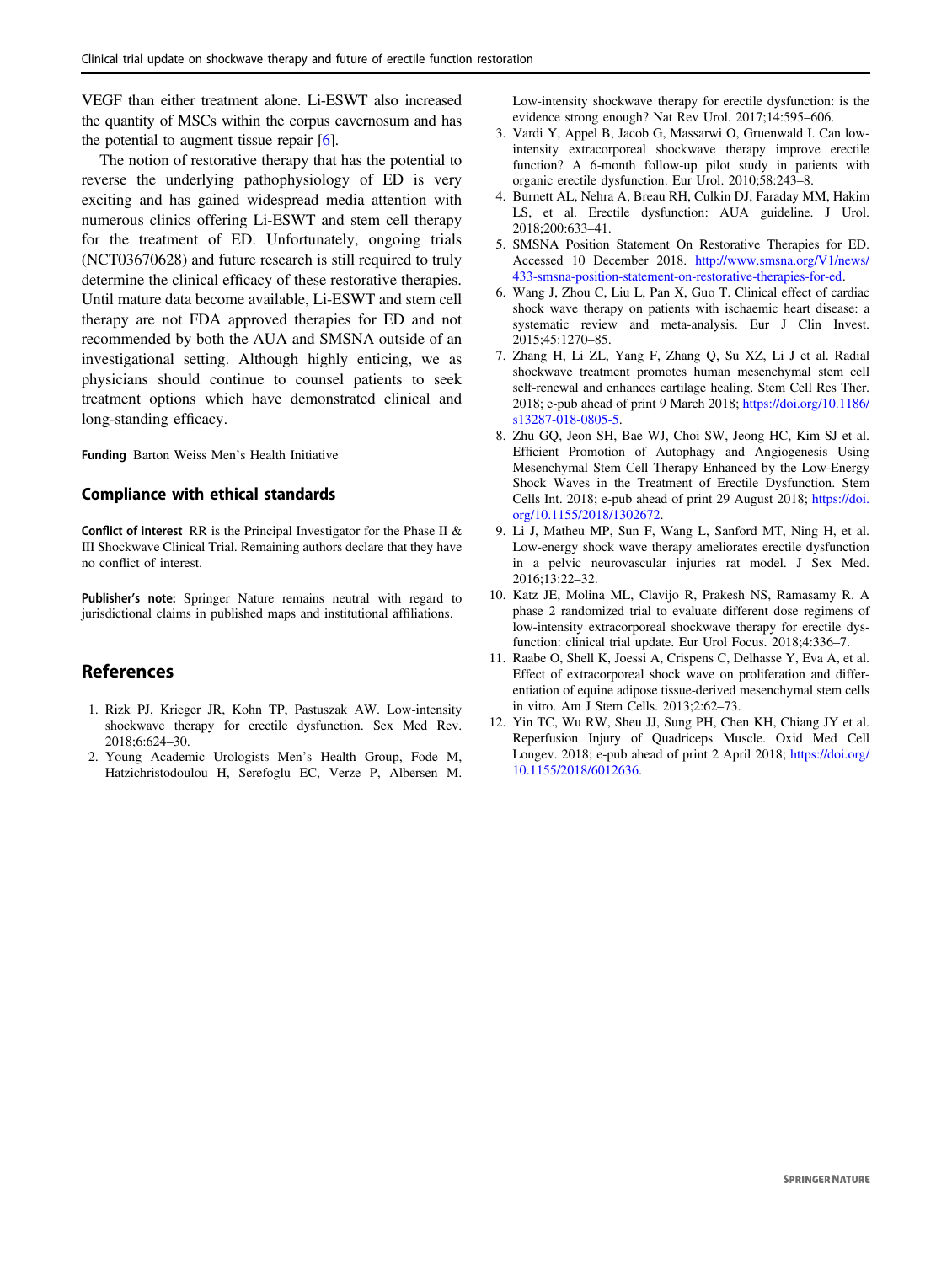VEGF than either treatment alone. Li-ESWT also increased the quantity of MSCs within the corpus cavernosum and has the potential to augment tissue repair [6].

The notion of restorative therapy that has the potential to reverse the underlying pathophysiology of ED is very exciting and has gained widespread media attention with numerous clinics offering Li-ESWT and stem cell therapy for the treatment of ED. Unfortunately, ongoing trials (NCT03670628) and future research is still required to truly determine the clinical efficacy of these restorative therapies. Until mature data become available, Li-ESWT and stem cell therapy are not FDA approved therapies for ED and not recommended by both the AUA and SMSNA outside of an investigational setting. Although highly enticing, we as physicians should continue to counsel patients to seek treatment options which have demonstrated clinical and long-standing efficacy.

**Funding** Barton Weiss Men's Health Initiative

## Compliance with ethical standards

**Conflict of interest** RR is the Principal Investigator for the Phase II & III Shockwave Clinical Trial. Remaining authors declare that they have no conflict of interest.

**Publisher's note:** Springer Nature remains neutral with regard to jurisdictional claims in published maps and institutional affiliations.

## References

1. Rizk PJ, Krieger JR, Kohn TP, Pastuszak AW. Low-intensity shockwave therapy for erectile dysfunction. Sex Med Rev. 2018;6:624–30.
2. Young Academic Urologists Men's Health Group, Fode M, Hatzichristodoulou H, Serefoglu EC, Verze P, Albersen M. Low-intensity shockwave therapy for erectile dysfunction: is the evidence strong enough? Nat Rev Urol. 2017;14:595–606.
3. Vardi Y, Appel B, Jacob G, Massarwi O, Gruenwald I. Can low-intensity extracorporeal shockwave therapy improve erectile function? A 6-month follow-up pilot study in patients with organic erectile dysfunction. Eur Urol. 2010;58:243–8.
4. Burnett AL, Nehra A, Breau RH, Culkin DJ, Faraday MM, Hakim LS, et al. Erectile dysfunction: AUA guideline. J Urol. 2018;200:633–41.
5. SMSNA Position Statement On Restorative Therapies for ED. Accessed 10 December 2018. http://www.smsna.org/V1/news/433-smsna-position-statement-on-restorative-therapies-for-ed.
6. Wang J, Zhou C, Liu L, Pan X, Guo T. Clinical effect of cardiac shock wave therapy on patients with ischaemic heart disease: a systematic review and meta-analysis. Eur J Clin Invest. 2015;45:1270–85.
7. Zhang H, Li ZL, Yang F, Zhang Q, Su XZ, Li J et al. Radial shockwave treatment promotes human mesenchymal stem cell self-renewal and enhances cartilage healing. Stem Cell Res Ther. 2018; e-pub ahead of print 9 March 2018; https://doi.org/10.1186/s13287-018-0805-5.
8. Zhu GQ, Jeon SH, Bae WJ, Choi SW, Jeong HC, Kim SJ et al. Efficient Promotion of Autophagy and Angiogenesis Using Mesenchymal Stem Cell Therapy Enhanced by the Low-Energy Shock Waves in the Treatment of Erectile Dysfunction. Stem Cells Int. 2018; e-pub ahead of print 29 August 2018; https://doi.org/10.1155/2018/1302672.
9. Li J, Matheu MP, Sun F, Wang L, Sanford MT, Ning H, et al. Low-energy shock wave therapy ameliorates erectile dysfunction in a pelvic neurovascular injuries rat model. J Sex Med. 2016;13:22–32.
10. Katz JE, Molina ML, Clavijo R, Prakesh NS, Ramasamy R. A phase 2 randomized trial to evaluate different dose regimens of low-intensity extracorporeal shockwave therapy for erectile dysfunction: clinical trial update. Eur Urol Focus. 2018;4:336–7.
11. Raabe O, Shell K, Joessi A, Crispens C, Delhasse Y, Eva A, et al. Effect of extracorporeal shock wave on proliferation and differentiation of equine adipose tissue-derived mesenchymal stem cells in vitro. Am J Stem Cells. 2013;2:62–73.
12. Yin TC, Wu RW, Sheu JJ, Sung PH, Chen KH, Chiang JY et al. Reperfusion Injury of Quadriceps Muscle. Oxid Med Cell Longev. 2018; e-pub ahead of print 2 April 2018; https://doi.org/10.1155/2018/6012636.